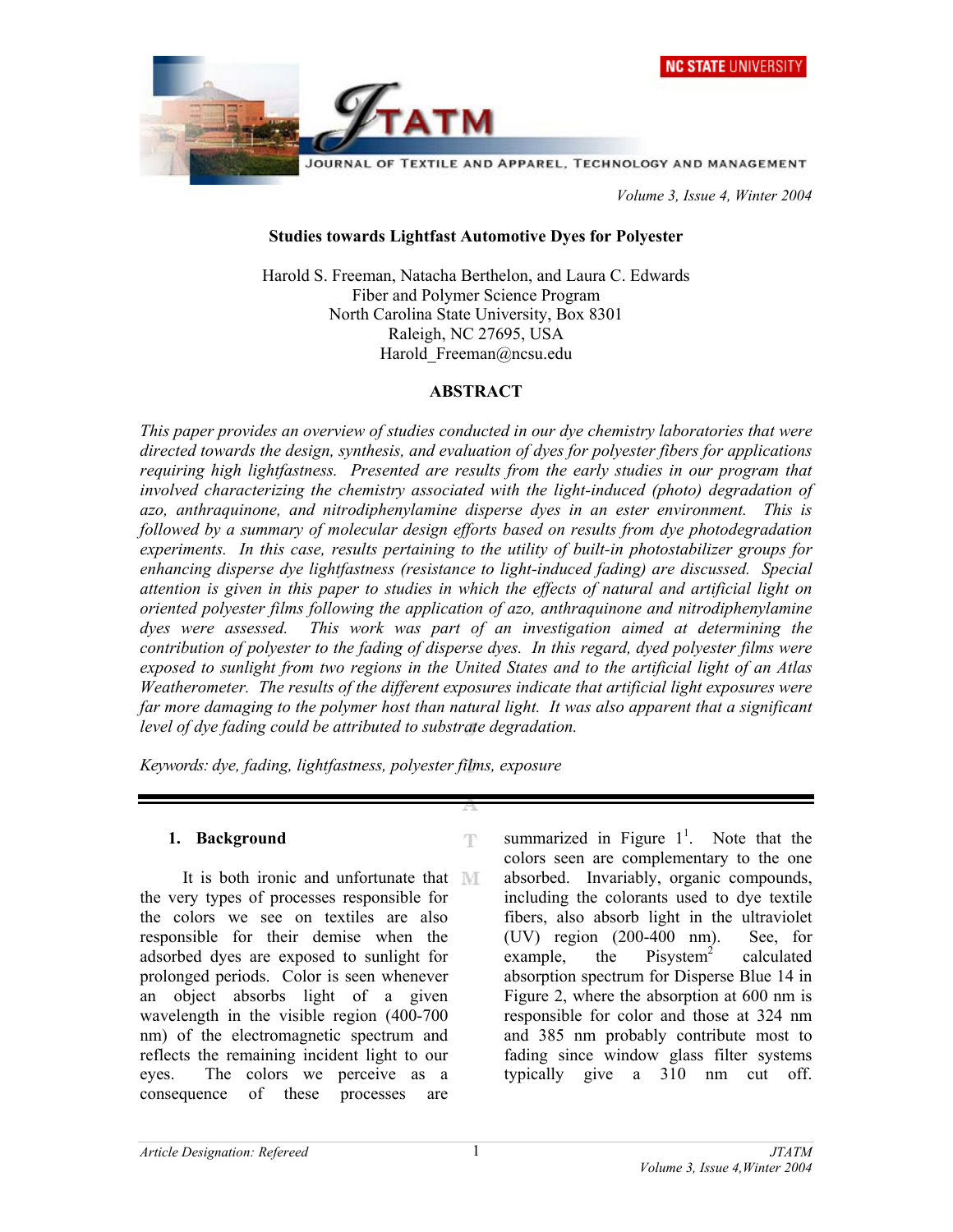# Studies towards Lightfast Automotive Dyes for Polyester

Harold S. Freeman, Natacha Berthelon, and Laura C. Edwards
Fiber and Polymer Science Program
North Carolina State University, Box 8301
Raleigh, NC 27695, USA
Harold_Freeman@ncsu.edu

## ABSTRACT

*This paper provides an overview of studies conducted in our dye chemistry laboratories that were directed towards the design, synthesis, and evaluation of dyes for polyester fibers for applications requiring high lightfastness. Presented are results from the early studies in our program that involved characterizing the chemistry associated with the light-induced (photo) degradation of azo, anthraquinone, and nitrodiphenylamine disperse dyes in an ester environment. This is followed by a summary of molecular design efforts based on results from dye photodegradation experiments. In this case, results pertaining to the utility of built-in photostabilizer groups for enhancing disperse dye lightfastness (resistance to light-induced fading) are discussed. Special attention is given in this paper to studies in which the effects of natural and artificial light on oriented polyester films following the application of azo, anthraquinone and nitrodiphenylamine dyes were assessed. This work was part of an investigation aimed at determining the contribution of polyester to the fading of disperse dyes. In this regard, dyed polyester films were exposed to sunlight from two regions in the United States and to the artificial light of an Atlas Weatherometer. The results of the different exposures indicate that artificial light exposures were far more damaging to the polymer host than natural light. It was also apparent that a significant level of dye fading could be attributed to substrate degradation.*

*Keywords: dye, fading, lightfastness, polyester films, exposure*

## 1. Background

It is both ironic and unfortunate that the very types of processes responsible for the colors we see on textiles are also responsible for their demise when the adsorbed dyes are exposed to sunlight for prolonged periods. Color is seen whenever an object absorbs light of a given wavelength in the visible region (400-700 nm) of the electromagnetic spectrum and reflects the remaining incident light to our eyes. The colors we perceive as a consequence of these processes are summarized in Figure 1[1]. Note that the colors seen are complementary to the one absorbed. Invariably, organic compounds, including the colorants used to dye textile fibers, also absorb light in the ultraviolet (UV) region (200-400 nm). See, for example, the Pisystem[2] calculated absorption spectrum for Disperse Blue 14 in Figure 2, where the absorption at 600 nm is responsible for color and those at 324 nm and 385 nm probably contribute most to fading since window glass filter systems typically give a 310 nm cut off.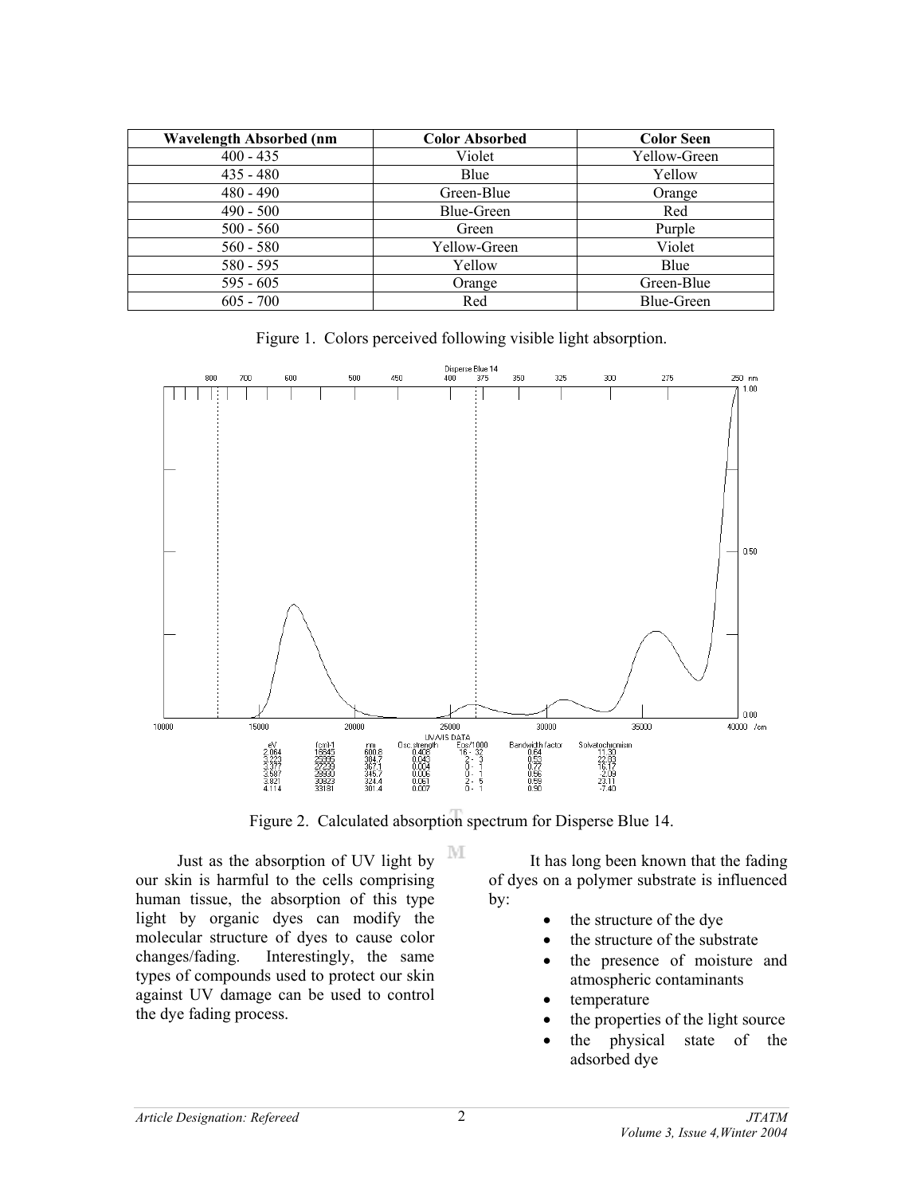| Wavelength Absorbed (nm | Color Absorbed | Color Seen |
|---|---|---|
| 400 - 435 | Violet | Yellow-Green |
| 435 - 480 | Blue | Yellow |
| 480 - 490 | Green-Blue | Orange |
| 490 - 500 | Blue-Green | Red |
| 500 - 560 | Green | Purple |
| 560 - 580 | Yellow-Green | Violet |
| 580 - 595 | Yellow | Blue |
| 595 - 605 | Orange | Green-Blue |
| 605 - 700 | Red | Blue-Green |

Figure 1. Colors perceived following visible light absorption.

Figure 2. Calculated absorption spectrum for Disperse Blue 14.

Just as the absorption of UV light by our skin is harmful to the cells comprising human tissue, the absorption of this type light by organic dyes can modify the molecular structure of dyes to cause color changes/fading. Interestingly, the same types of compounds used to protect our skin against UV damage can be used to control the dye fading process.

It has long been known that the fading of dyes on a polymer substrate is influenced by:

- the structure of the dye
- the structure of the substrate
- the presence of moisture and atmospheric contaminants
- temperature
- the properties of the light source
- the physical state of the adsorbed dye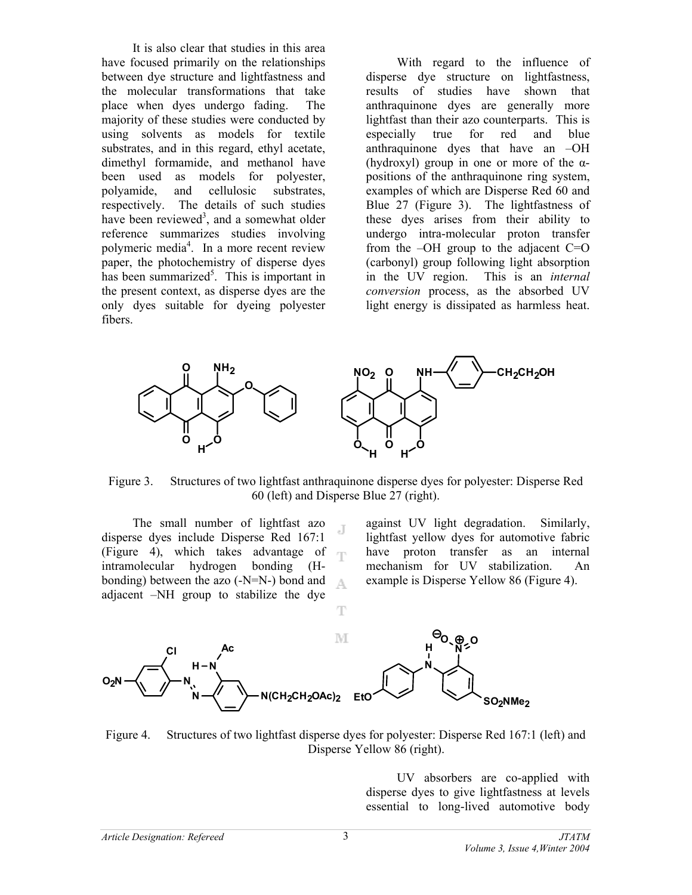It is also clear that studies in this area have focused primarily on the relationships between dye structure and lightfastness and the molecular transformations that take place when dyes undergo fading. The majority of these studies were conducted by using solvents as models for textile substrates, and in this regard, ethyl acetate, dimethyl formamide, and methanol have been used as models for polyester, polyamide, and cellulosic substrates, respectively. The details of such studies have been reviewed[3], and a somewhat older reference summarizes studies involving polymeric media[4]. In a more recent review paper, the photochemistry of disperse dyes has been summarized[5]. This is important in the present context, as disperse dyes are the only dyes suitable for dyeing polyester fibers.

With regard to the influence of disperse dye structure on lightfastness, results of studies have shown that anthraquinone dyes are generally more lightfast than their azo counterparts. This is especially true for red and blue anthraquinone dyes that have an –OH (hydroxyl) group in one or more of the α-positions of the anthraquinone ring system, examples of which are Disperse Red 60 and Blue 27 (Figure 3). The lightfastness of these dyes arises from their ability to undergo intra-molecular proton transfer from the –OH group to the adjacent C=O (carbonyl) group following light absorption in the UV region. This is an *internal conversion* process, as the absorbed UV light energy is dissipated as harmless heat.

Figure 3. Structures of two lightfast anthraquinone disperse dyes for polyester: Disperse Red 60 (left) and Disperse Blue 27 (right).

The small number of lightfast azo disperse dyes include Disperse Red 167:1 (Figure 4), which takes advantage of intramolecular hydrogen bonding (H-bonding) between the azo (-N=N-) bond and adjacent –NH group to stabilize the dye against UV light degradation. Similarly, lightfast yellow dyes for automotive fabric have proton transfer as an internal mechanism for UV stabilization. An example is Disperse Yellow 86 (Figure 4).

Figure 4. Structures of two lightfast disperse dyes for polyester: Disperse Red 167:1 (left) and Disperse Yellow 86 (right).

UV absorbers are co-applied with disperse dyes to give lightfastness at levels essential to long-lived automotive body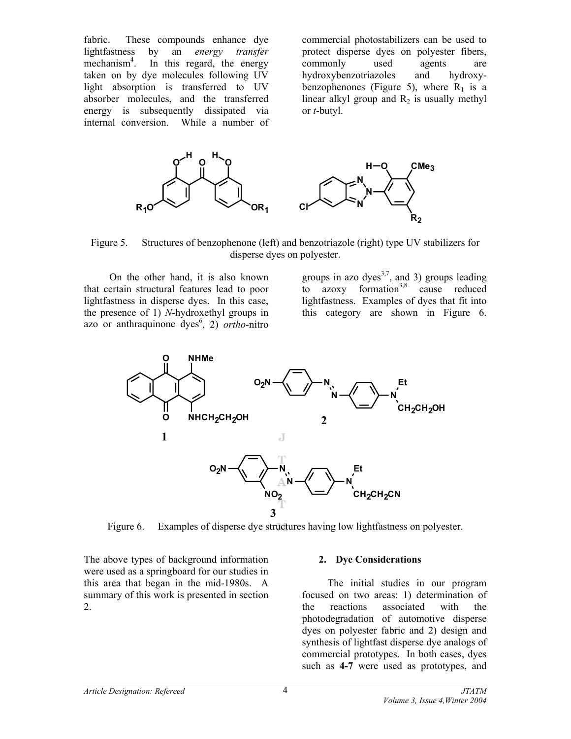fabric. These compounds enhance dye lightfastness by an *energy transfer* mechanism[4]. In this regard, the energy taken on by dye molecules following UV light absorption is transferred to UV absorber molecules, and the transferred energy is subsequently dissipated via internal conversion. While a number of commercial photostabilizers can be used to protect disperse dyes on polyester fibers, commonly used agents are hydroxybenzotriazoles and hydroxybenzophenones (Figure 5), where $R_1$ is a linear alkyl group and $R_2$ is usually methyl or *t*-butyl.

Figure 5. Structures of benzophenone (left) and benzotriazole (right) type UV stabilizers for disperse dyes on polyester.

On the other hand, it is also known that certain structural features lead to poor lightfastness in disperse dyes. In this case, the presence of 1) *N*-hydroxethyl groups in azo or anthraquinone dyes[6], 2) *ortho*-nitro groups in azo dyes[3,7], and 3) groups leading to azoxy formation[3,8] cause reduced lightfastness. Examples of dyes that fit into this category are shown in Figure 6.

Figure 6. Examples of disperse dye structures having low lightfastness on polyester.

The above types of background information were used as a springboard for our studies in this area that began in the mid-1980s. A summary of this work is presented in section 2.

## 2. Dye Considerations

The initial studies in our program focused on two areas: 1) determination of the reactions associated with the photodegradation of automotive disperse dyes on polyester fabric and 2) design and synthesis of lightfast disperse dye analogs of commercial prototypes. In both cases, dyes such as **4-7** were used as prototypes, and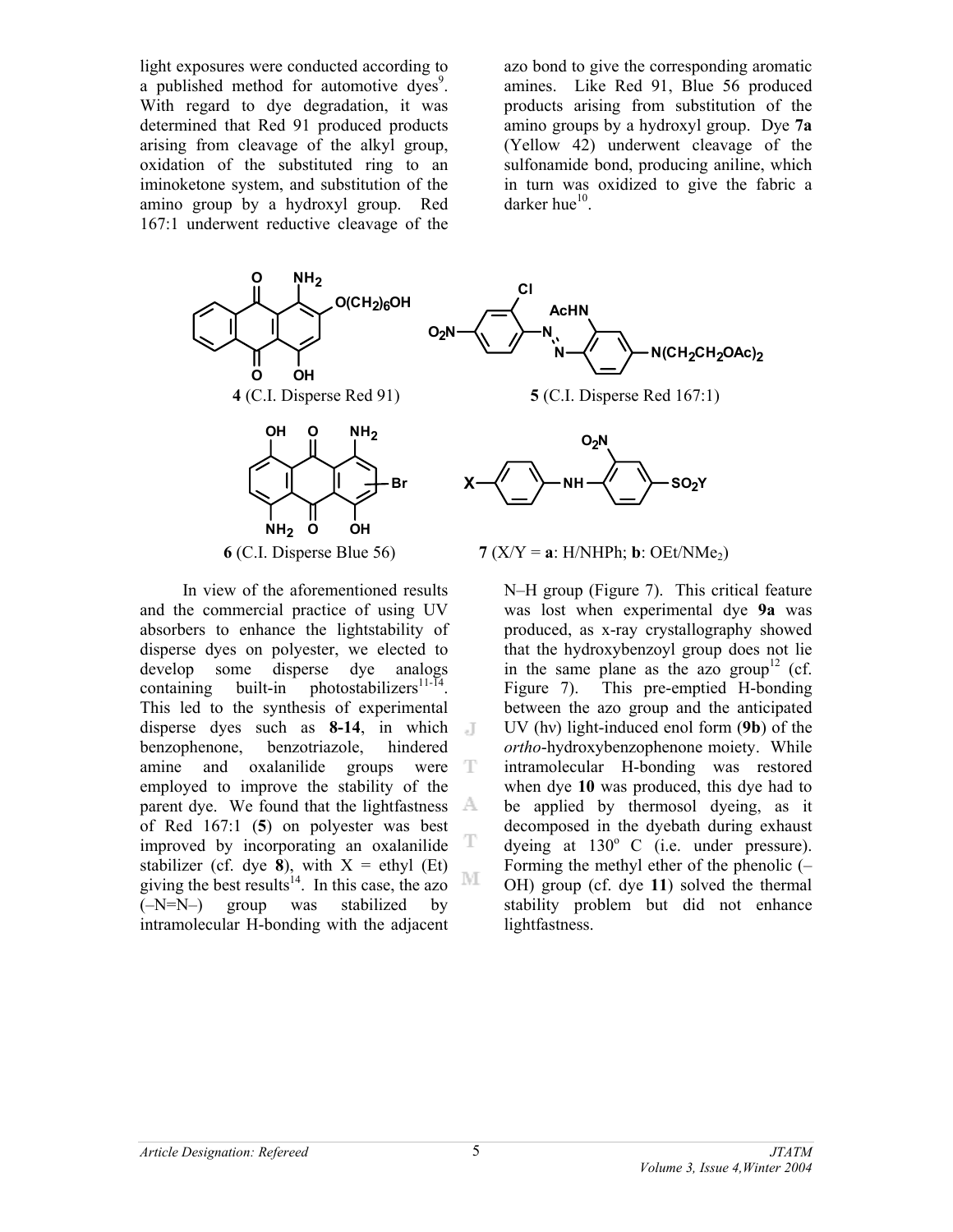light exposures were conducted according to a published method for automotive dyes[9]. With regard to dye degradation, it was determined that Red 91 produced products arising from cleavage of the alkyl group, oxidation of the substituted ring to an iminoketone system, and substitution of the amino group by a hydroxyl group. Red 167:1 underwent reductive cleavage of the azo bond to give the corresponding aromatic amines. Like Red 91, Blue 56 produced products arising from substitution of the amino groups by a hydroxyl group. Dye **7a** (Yellow 42) underwent cleavage of the sulfonamide bond, producing aniline, which in turn was oxidized to give the fabric a darker hue[10].

**4** (C.I. Disperse Red 91)

**5** (C.I. Disperse Red 167:1)

**6** (C.I. Disperse Blue 56)

**7** (X/Y = **a**: H/NHPh; **b**: OEt/$NMe_2$)

In view of the aforementioned results and the commercial practice of using UV absorbers to enhance the lightstability of disperse dyes on polyester, we elected to develop some disperse dye analogs containing built-in photostabilizers[11-14]. This led to the synthesis of experimental disperse dyes such as **8-14**, in which benzophenone, benzotriazole, hindered amine and oxalanilide groups were employed to improve the stability of the parent dye. We found that the lightfastness of Red 167:1 (**5**) on polyester was best improved by incorporating an oxalanilide stabilizer (cf. dye **8**), with X = ethyl (Et) giving the best results[14]. In this case, the azo (–N=N–) group was stabilized by intramolecular H-bonding with the adjacent N–H group (Figure 7). This critical feature was lost when experimental dye **9a** was produced, as x-ray crystallography showed that the hydroxybenzoyl group does not lie in the same plane as the azo group[12] (cf. Figure 7). This pre-empted H-bonding between the azo group and the anticipated UV (hν) light-induced enol form (**9b**) of the *ortho*-hydroxybenzophenone moiety. While intramolecular H-bonding was restored when dye **10** was produced, this dye had to be applied by thermosol dyeing, as it decomposed in the dyebath during exhaust dyeing at 130° C (i.e. under pressure). Forming the methyl ether of the phenolic (–OH) group (cf. dye **11**) solved the thermal stability problem but did not enhance lightfastness.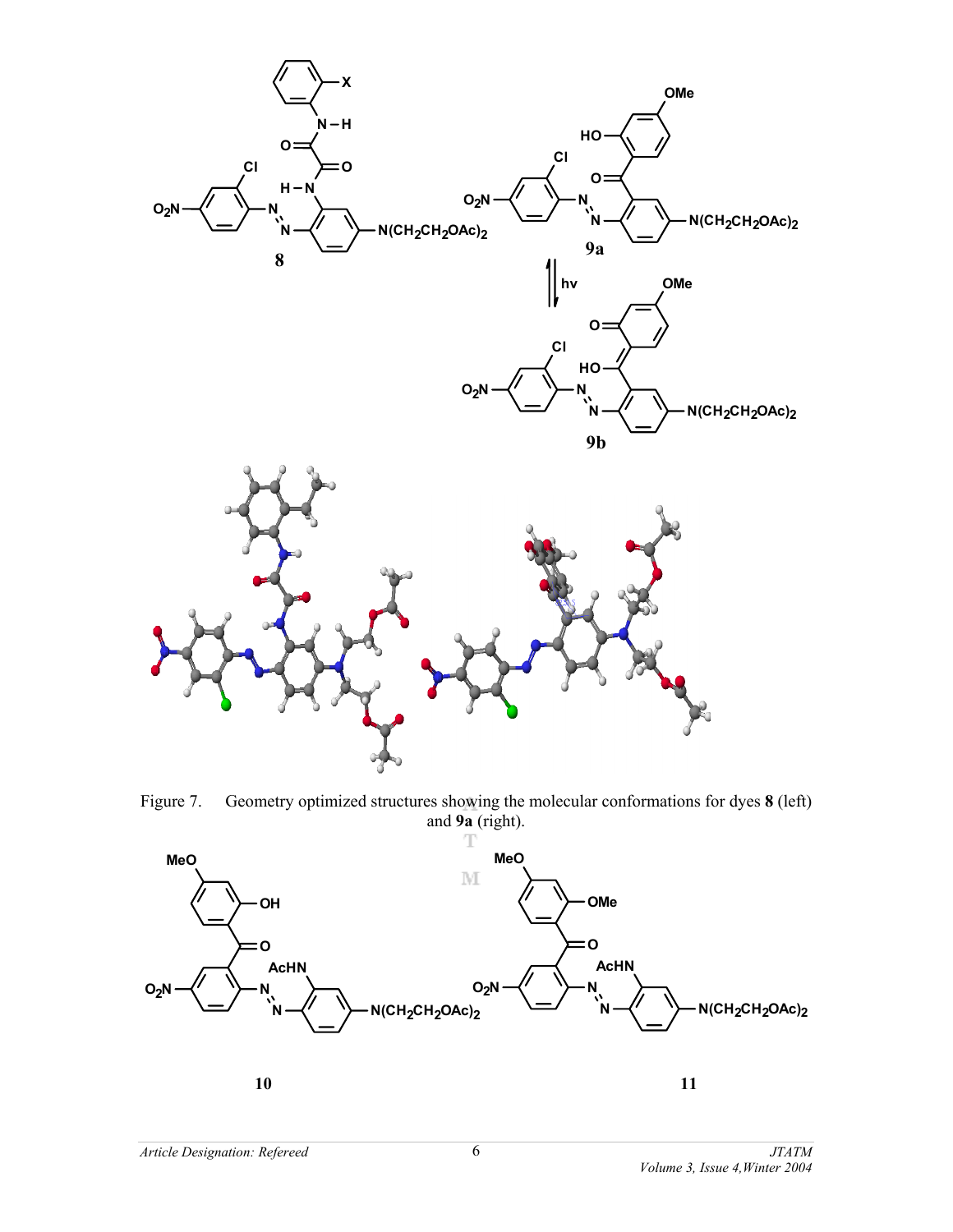Figure 7. Geometry optimized structures showing the molecular conformations for dyes **8** (left) and **9a** (right).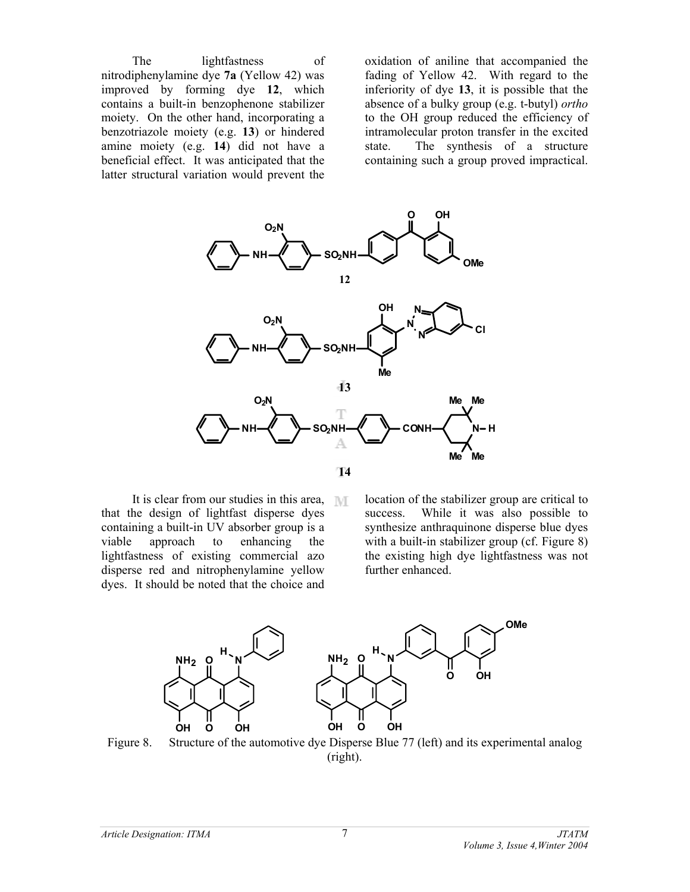The lightfastness of nitrodiphenylamine dye **7a** (Yellow 42) was improved by forming dye **12**, which contains a built-in benzophenone stabilizer moiety. On the other hand, incorporating a benzotriazole moiety (e.g. **13**) or hindered amine moiety (e.g. **14**) did not have a beneficial effect. It was anticipated that the latter structural variation would prevent the oxidation of aniline that accompanied the fading of Yellow 42. With regard to the inferiority of dye **13**, it is possible that the absence of a bulky group (e.g. t-butyl) *ortho* to the OH group reduced the efficiency of intramolecular proton transfer in the excited state. The synthesis of a structure containing such a group proved impractical.

**12**

**13**

**14**

It is clear from our studies in this area, that the design of lightfast disperse dyes containing a built-in UV absorber group is a viable approach to enhancing the lightfastness of existing commercial azo disperse red and nitrophenylamine yellow dyes. It should be noted that the choice and location of the stabilizer group are critical to success. While it was also possible to synthesize anthraquinone disperse blue dyes with a built-in stabilizer group (cf. Figure 8) the existing high dye lightfastness was not further enhanced.

Figure 8. Structure of the automotive dye Disperse Blue 77 (left) and its experimental analog (right).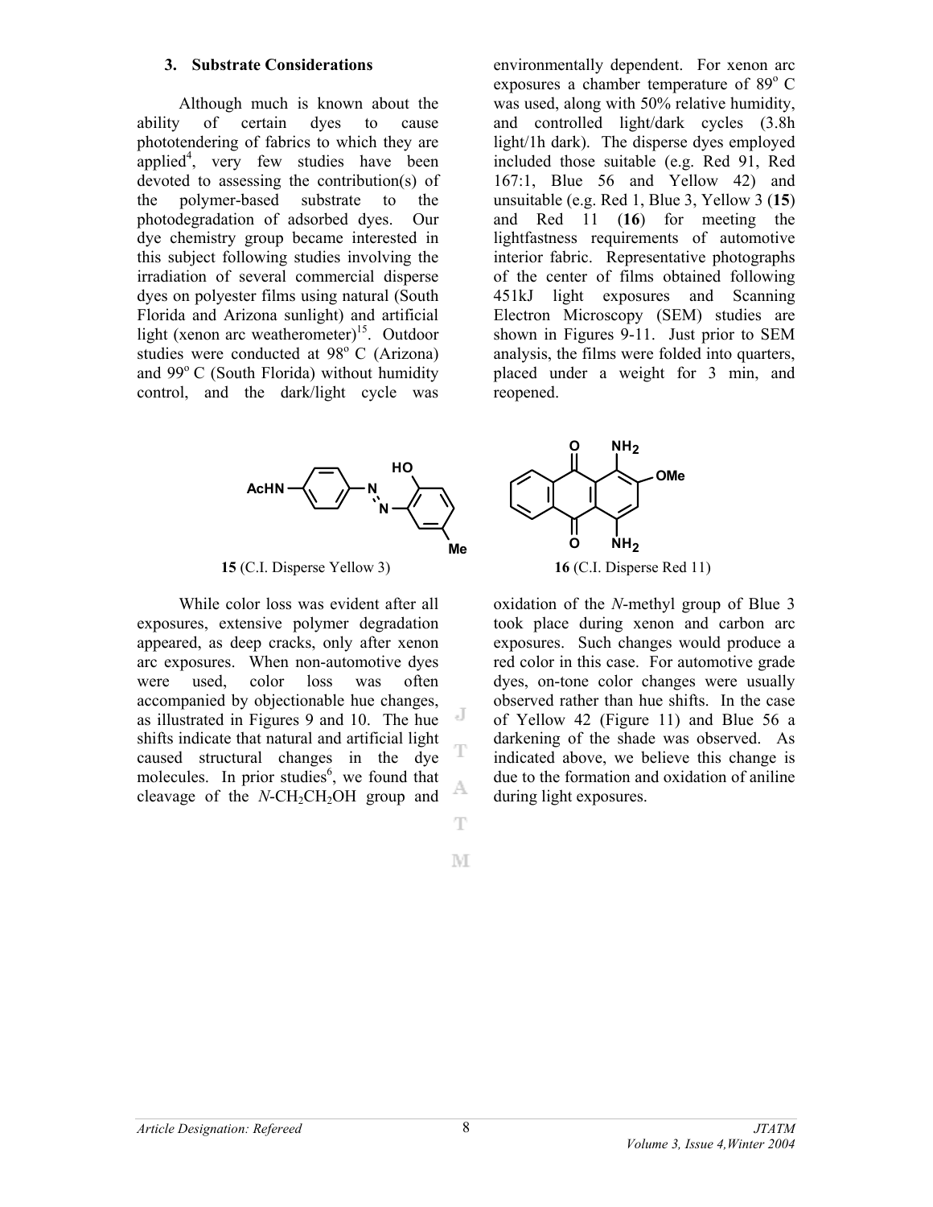### 3. Substrate Considerations

Although much is known about the ability of certain dyes to cause phototendering of fabrics to which they are applied[4], very few studies have been devoted to assessing the contribution(s) of the polymer-based substrate to the photodegradation of adsorbed dyes. Our dye chemistry group became interested in this subject following studies involving the irradiation of several commercial disperse dyes on polyester films using natural (South Florida and Arizona sunlight) and artificial light (xenon arc weatherometer)[15]. Outdoor studies were conducted at 98° C (Arizona) and 99° C (South Florida) without humidity control, and the dark/light cycle was environmentally dependent. For xenon arc exposures a chamber temperature of 89° C was used, along with 50% relative humidity, and controlled light/dark cycles (3.8h light/1h dark). The disperse dyes employed included those suitable (e.g. Red 91, Red 167:1, Blue 56 and Yellow 42) and unsuitable (e.g. Red 1, Blue 3, Yellow 3 (**15**) and Red 11 (**16**) for meeting the lightfastness requirements of automotive interior fabric. Representative photographs of the center of films obtained following 451kJ light exposures and Scanning Electron Microscopy (SEM) studies are shown in Figures 9-11. Just prior to SEM analysis, the films were folded into quarters, placed under a weight for 3 min, and reopened.

**15** (C.I. Disperse Yellow 3)

**16** (C.I. Disperse Red 11)

While color loss was evident after all exposures, extensive polymer degradation appeared, as deep cracks, only after xenon arc exposures. When non-automotive dyes were used, color loss was often accompanied by objectionable hue changes, as illustrated in Figures 9 and 10. The hue shifts indicate that natural and artificial light caused structural changes in the dye molecules. In prior studies[6], we found that cleavage of the *N*-$CH_2CH_2OH$ group and oxidation of the *N*-methyl group of Blue 3 took place during xenon and carbon arc exposures. Such changes would produce a red color in this case. For automotive grade dyes, on-tone color changes were usually observed rather than hue shifts. In the case of Yellow 42 (Figure 11) and Blue 56 a darkening of the shade was observed. As indicated above, we believe this change is due to the formation and oxidation of aniline during light exposures.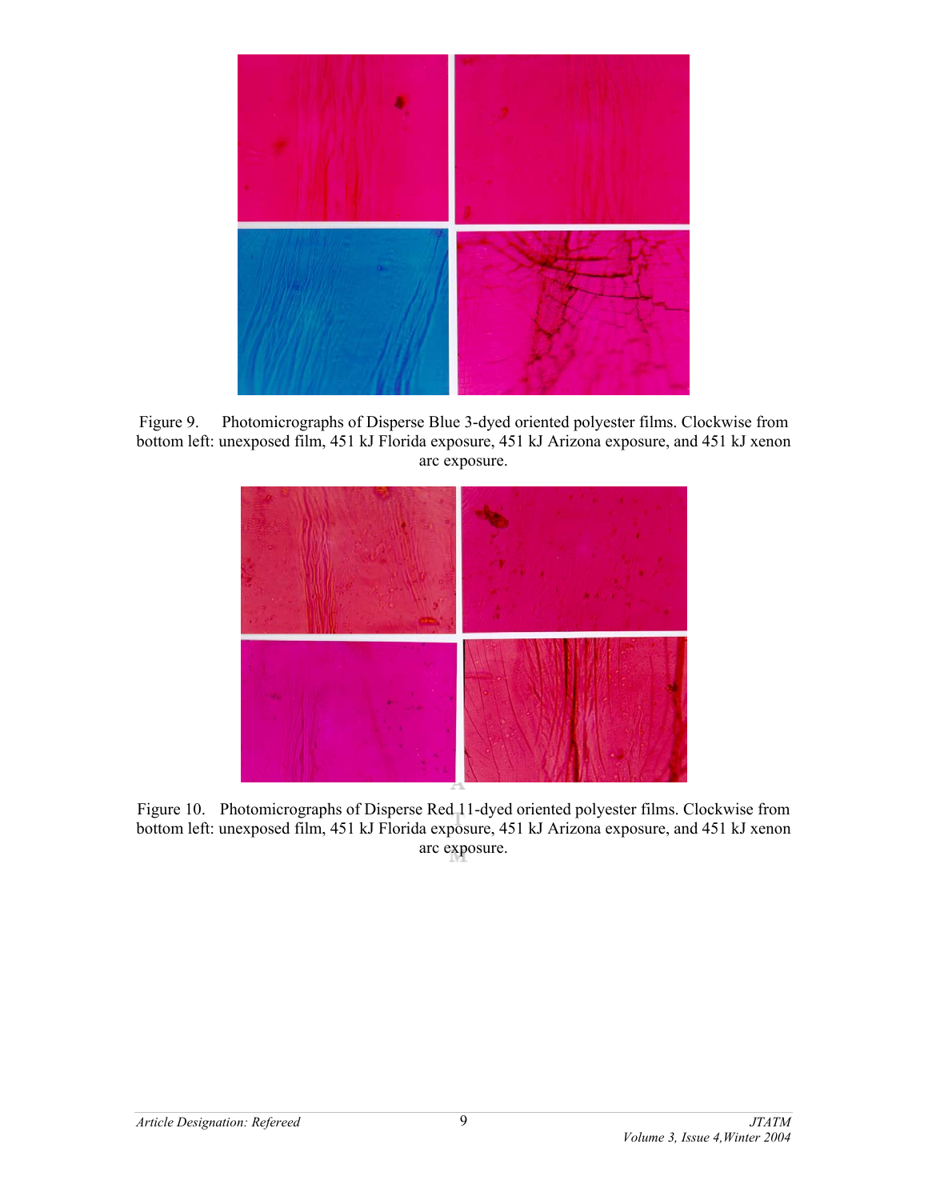Figure 9. Photomicrographs of Disperse Blue 3-dyed oriented polyester films. Clockwise from bottom left: unexposed film, 451 kJ Florida exposure, 451 kJ Arizona exposure, and 451 kJ xenon arc exposure.

Figure 10. Photomicrographs of Disperse Red 11-dyed oriented polyester films. Clockwise from bottom left: unexposed film, 451 kJ Florida exposure, 451 kJ Arizona exposure, and 451 kJ xenon arc exposure.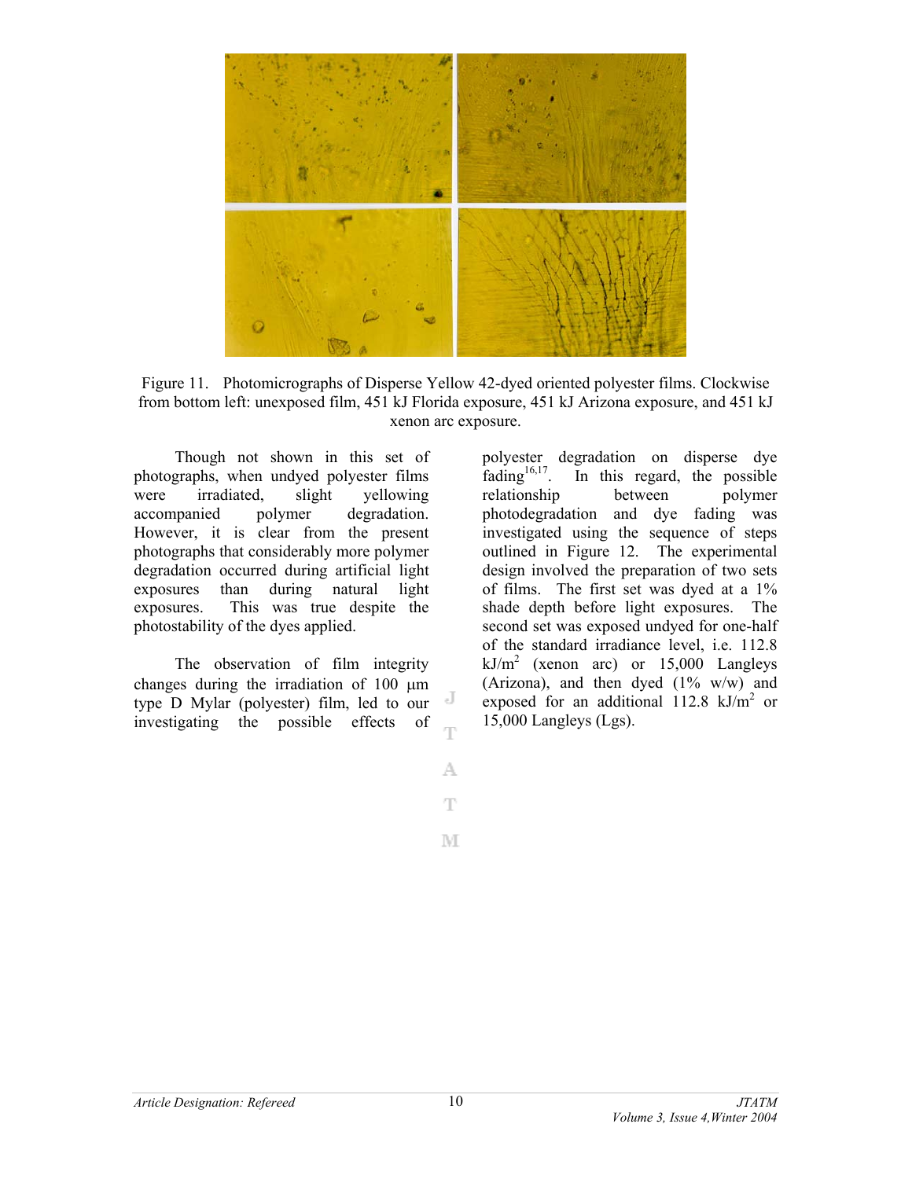Figure 11. Photomicrographs of Disperse Yellow 42-dyed oriented polyester films. Clockwise from bottom left: unexposed film, 451 kJ Florida exposure, 451 kJ Arizona exposure, and 451 kJ xenon arc exposure.

Though not shown in this set of photographs, when undyed polyester films were irradiated, slight yellowing accompanied polymer degradation. However, it is clear from the present photographs that considerably more polymer degradation occurred during artificial light exposures than during natural light exposures. This was true despite the photostability of the dyes applied.

The observation of film integrity changes during the irradiation of 100 μm type D Mylar (polyester) film, led to our investigating the possible effects of polyester degradation on disperse dye fading[16,17]. In this regard, the possible relationship between polymer photodegradation and dye fading was investigated using the sequence of steps outlined in Figure 12. The experimental design involved the preparation of two sets of films. The first set was dyed at a 1% shade depth before light exposures. The second set was exposed undyed for one-half of the standard irradiance level, i.e. 112.8 $kJ/m^2$ (xenon arc) or 15,000 Langleys (Arizona), and then dyed (1% w/w) and exposed for an additional 112.8 $kJ/m^2$ or 15,000 Langleys (Lgs).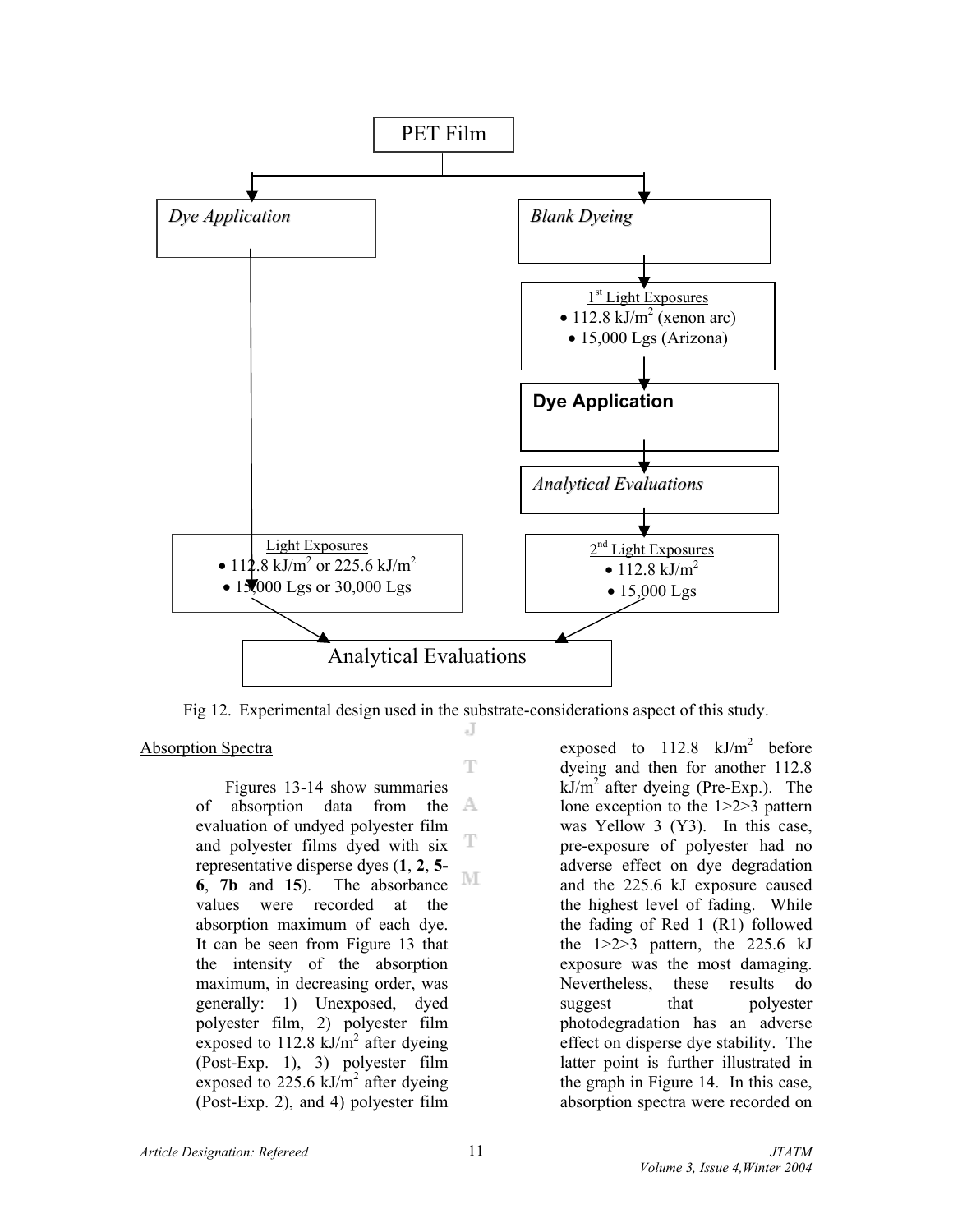PET Film

*Dye Application*

*Blank Dyeing*

1st Light Exposures
- 112.8 kJ/m$^2$ (xenon arc)
- 15,000 Lgs (Arizona)

**Dye Application**

*Analytical Evaluations*

Light Exposures
- 112.8 kJ/m$^2$ or 225.6 kJ/m$^2$
- 15,000 Lgs or 30,000 Lgs

2nd Light Exposures
- 112.8 kJ/m$^2$
- 15,000 Lgs

Analytical Evaluations

Fig 12. Experimental design used in the substrate-considerations aspect of this study.

Absorption Spectra

Figures 13-14 show summaries of absorption data from the evaluation of undyed polyester film and polyester films dyed with six representative disperse dyes (**1**, **2**, **5-6**, **7b** and **15**). The absorbance values were recorded at the absorption maximum of each dye. It can be seen from Figure 13 that the intensity of the absorption maximum, in decreasing order, was generally: 1) Unexposed, dyed polyester film, 2) polyester film exposed to 112.8 kJ/m$^2$ after dyeing (Post-Exp. 1), 3) polyester film exposed to 225.6 kJ/m$^2$ after dyeing (Post-Exp. 2), and 4) polyester film exposed to 112.8 kJ/m$^2$ before dyeing and then for another 112.8 kJ/m$^2$ after dyeing (Pre-Exp.). The lone exception to the 1>2>3 pattern was Yellow 3 (Y3). In this case, pre-exposure of polyester had no adverse effect on dye degradation and the 225.6 kJ exposure caused the highest level of fading. While the fading of Red 1 (R1) followed the 1>2>3 pattern, the 225.6 kJ exposure was the most damaging. Nevertheless, these results do suggest that polyester photodegradation has an adverse effect on disperse dye stability. The latter point is further illustrated in the graph in Figure 14. In this case, absorption spectra were recorded on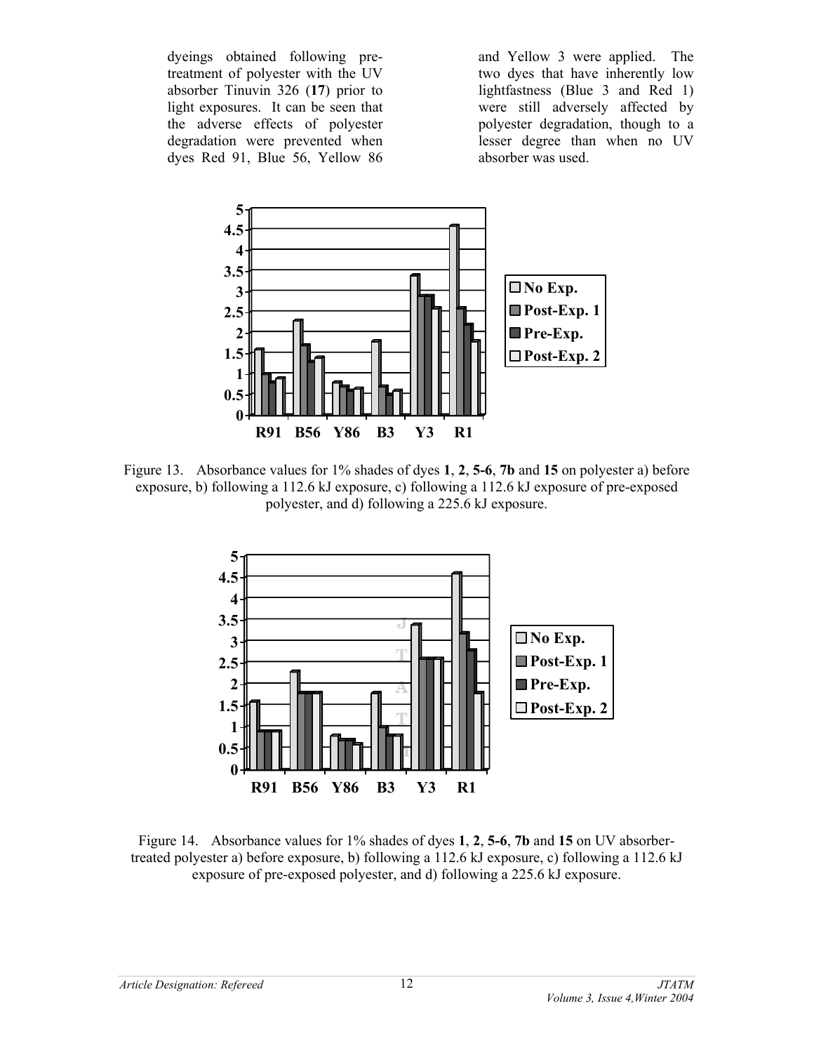dyeings obtained following pre-treatment of polyester with the UV absorber Tinuvin 326 (**17**) prior to light exposures. It can be seen that the adverse effects of polyester degradation were prevented when dyes Red 91, Blue 56, Yellow 86 and Yellow 3 were applied. The two dyes that have inherently low lightfastness (Blue 3 and Red 1) were still adversely affected by polyester degradation, though to a lesser degree than when no UV absorber was used.

Figure 13. Absorbance values for 1% shades of dyes **1**, **2**, **5-6**, **7b** and **15** on polyester a) before exposure, b) following a 112.6 kJ exposure, c) following a 112.6 kJ exposure of pre-exposed polyester, and d) following a 225.6 kJ exposure.

Figure 14. Absorbance values for 1% shades of dyes **1**, **2**, **5-6**, **7b** and **15** on UV absorber-treated polyester a) before exposure, b) following a 112.6 kJ exposure, c) following a 112.6 kJ exposure of pre-exposed polyester, and d) following a 225.6 kJ exposure.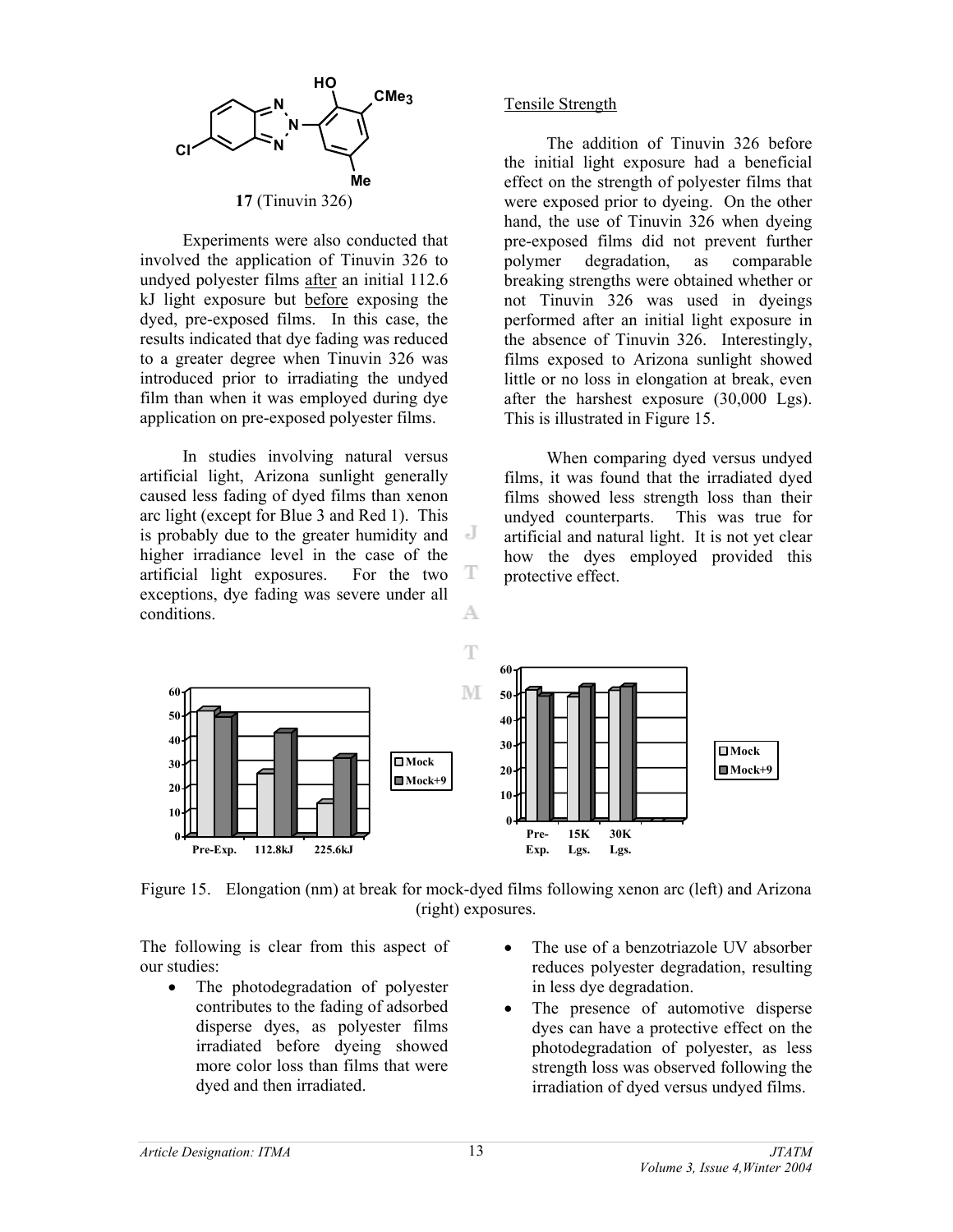**17** (Tinuvin 326)

Experiments were also conducted that involved the application of Tinuvin 326 to undyed polyester films after an initial 112.6 kJ light exposure but before exposing the dyed, pre-exposed films. In this case, the results indicated that dye fading was reduced to a greater degree when Tinuvin 326 was introduced prior to irradiating the undyed film than when it was employed during dye application on pre-exposed polyester films.

In studies involving natural versus artificial light, Arizona sunlight generally caused less fading of dyed films than xenon arc light (except for Blue 3 and Red 1). This is probably due to the greater humidity and higher irradiance level in the case of the artificial light exposures. For the two exceptions, dye fading was severe under all conditions.

Tensile Strength

The addition of Tinuvin 326 before the initial light exposure had a beneficial effect on the strength of polyester films that were exposed prior to dyeing. On the other hand, the use of Tinuvin 326 when dyeing pre-exposed films did not prevent further polymer degradation, as comparable breaking strengths were obtained whether or not Tinuvin 326 was used in dyeings performed after an initial light exposure in the absence of Tinuvin 326. Interestingly, films exposed to Arizona sunlight showed little or no loss in elongation at break, even after the harshest exposure (30,000 Lgs). This is illustrated in Figure 15.

When comparing dyed versus undyed films, it was found that the irradiated dyed films showed less strength loss than their undyed counterparts. This was true for artificial and natural light. It is not yet clear how the dyes employed provided this protective effect.

Figure 15. Elongation (nm) at break for mock-dyed films following xenon arc (left) and Arizona (right) exposures.

The following is clear from this aspect of our studies:

- The photodegradation of polyester contributes to the fading of adsorbed disperse dyes, as polyester films irradiated before dyeing showed more color loss than films that were dyed and then irradiated.
- The use of a benzotriazole UV absorber reduces polyester degradation, resulting in less dye degradation.
- The presence of automotive disperse dyes can have a protective effect on the photodegradation of polyester, as less strength loss was observed following the irradiation of dyed versus undyed films.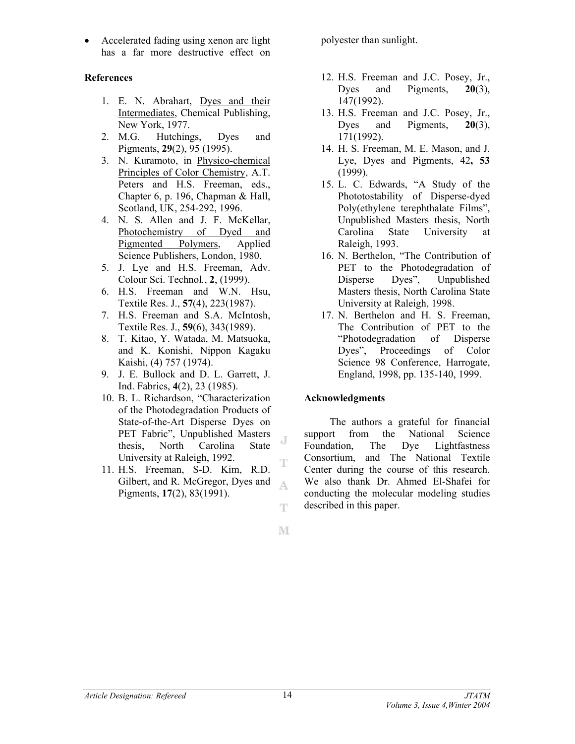- Accelerated fading using xenon arc light has a far more destructive effect on polyester than sunlight.

## References

1. E. N. Abrahart, Dyes and their Intermediates, Chemical Publishing, New York, 1977.
2. M.G. Hutchings, Dyes and Pigments, **29**(2), 95 (1995).
3. N. Kuramoto, in Physico-chemical Principles of Color Chemistry, A.T. Peters and H.S. Freeman, eds., Chapter 6, p. 196, Chapman & Hall, Scotland, UK, 254-292, 1996.
4. N. S. Allen and J. F. McKellar, Photochemistry of Dyed and Pigmented Polymers, Applied Science Publishers, London, 1980.
5. J. Lye and H.S. Freeman, Adv. Colour Sci. Technol., **2**, (1999).
6. H.S. Freeman and W.N. Hsu, Textile Res. J., **57**(4), 223(1987).
7. H.S. Freeman and S.A. McIntosh, Textile Res. J., **59**(6), 343(1989).
8. T. Kitao, Y. Watada, M. Matsuoka, and K. Konishi, Nippon Kagaku Kaishi, (4) 757 (1974).
9. J. E. Bullock and D. L. Garrett, J. Ind. Fabrics, **4**(2), 23 (1985).
10. B. L. Richardson, "Characterization of the Photodegradation Products of State-of-the-Art Disperse Dyes on PET Fabric", Unpublished Masters thesis, North Carolina State University at Raleigh, 1992.
11. H.S. Freeman, S-D. Kim, R.D. Gilbert, and R. McGregor, Dyes and Pigments, **17**(2), 83(1991).
12. H.S. Freeman and J.C. Posey, Jr., Dyes and Pigments, **20**(3), 147(1992).
13. H.S. Freeman and J.C. Posey, Jr., Dyes and Pigments, **20**(3), 171(1992).
14. H. S. Freeman, M. E. Mason, and J. Lye, Dyes and Pigments, 42**, 53** (1999).
15. L. C. Edwards, "A Study of the Phototostability of Disperse-dyed Poly(ethylene terephthalate Films", Unpublished Masters thesis, North Carolina State University at Raleigh, 1993.
16. N. Berthelon, "The Contribution of PET to the Photodegradation of Disperse Dyes", Unpublished Masters thesis, North Carolina State University at Raleigh, 1998.
17. N. Berthelon and H. S. Freeman, The Contribution of PET to the "Photodegradation of Disperse Dyes", Proceedings of Color Science 98 Conference, Harrogate, England, 1998, pp. 135-140, 1999.

## Acknowledgments

The authors a grateful for financial support from the National Science Foundation, The Dye Lightfastness Consortium, and The National Textile Center during the course of this research. We also thank Dr. Ahmed El-Shafei for conducting the molecular modeling studies described in this paper.